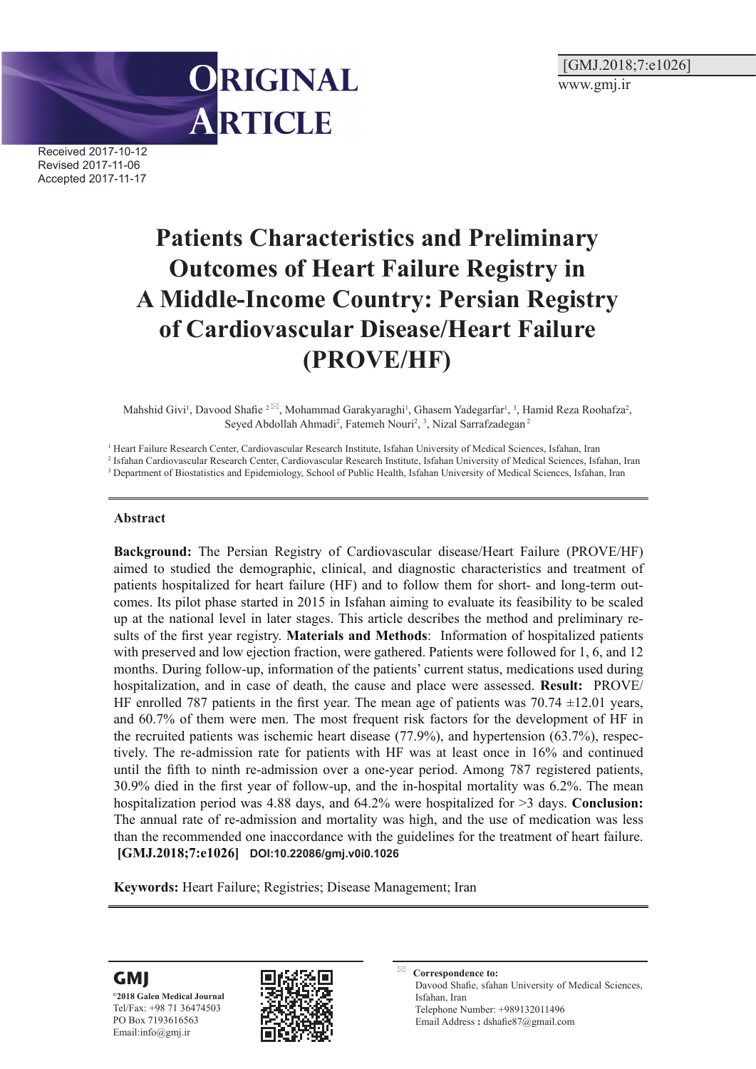ORIGINAL ARTICLE

Received 2017-10-12
Revised 2017-11-06
Accepted 2017-11-17

# Patients Characteristics and Preliminary Outcomes of Heart Failure Registry in A Middle-Income Country: Persian Registry of Cardiovascular Disease/Heart Failure (PROVE/HF)

Mahshid Givi[1], Davood Shafie [2], Mohammad Garakyaraghi[1], Ghasem Yadegarfar[1, 3], Hamid Reza Roohafza[2], Seyed Abdollah Ahmadi[2], Fatemeh Nouri[2, 3], Nizal Sarrafzadegan[2]

[1] Heart Failure Research Center, Cardiovascular Research Institute, Isfahan University of Medical Sciences, Isfahan, Iran
[2] Isfahan Cardiovascular Research Center, Cardiovascular Research Institute, Isfahan University of Medical Sciences, Isfahan, Iran
[3] Department of Biostatistics and Epidemiology, School of Public Health, Isfahan University of Medical Sciences, Isfahan, Iran

## Abstract

**Background:** The Persian Registry of Cardiovascular disease/Heart Failure (PROVE/HF) aimed to studied the demographic, clinical, and diagnostic characteristics and treatment of patients hospitalized for heart failure (HF) and to follow them for short- and long-term outcomes. Its pilot phase started in 2015 in Isfahan aiming to evaluate its feasibility to be scaled up at the national level in later stages. This article describes the method and preliminary results of the first year registry. **Materials and Methods**: Information of hospitalized patients with preserved and low ejection fraction, were gathered. Patients were followed for 1, 6, and 12 months. During follow-up, information of the patients' current status, medications used during hospitalization, and in case of death, the cause and place were assessed. **Result:** PROVE/HF enrolled 787 patients in the first year. The mean age of patients was 70.74 ±12.01 years, and 60.7% of them were men. The most frequent risk factors for the development of HF in the recruited patients was ischemic heart disease (77.9%), and hypertension (63.7%), respectively. The re-admission rate for patients with HF was at least once in 16% and continued until the fifth to ninth re-admission over a one-year period. Among 787 registered patients, 30.9% died in the first year of follow-up, and the in-hospital mortality was 6.2%. The mean hospitalization period was 4.88 days, and 64.2% were hospitalized for >3 days. **Conclusion:** The annual rate of re-admission and mortality was high, and the use of medication was less than the recommended one inaccordance with the guidelines for the treatment of heart failure. **[GMJ.2018;7:e1026] DOI:10.22086/gmj.v0i0.1026**

**Keywords:** Heart Failure; Registries; Disease Management; Iran

**Correspondence to:**
Davood Shafie, sfahan University of Medical Sciences, Isfahan, Iran
Telephone Number: +989132011496
Email Address : dshafie87@gmail.com

GMJ
©2018 Galen Medical Journal
Tel/Fax: +98 71 36474503
PO Box 7193616563
Email:info@gmj.ir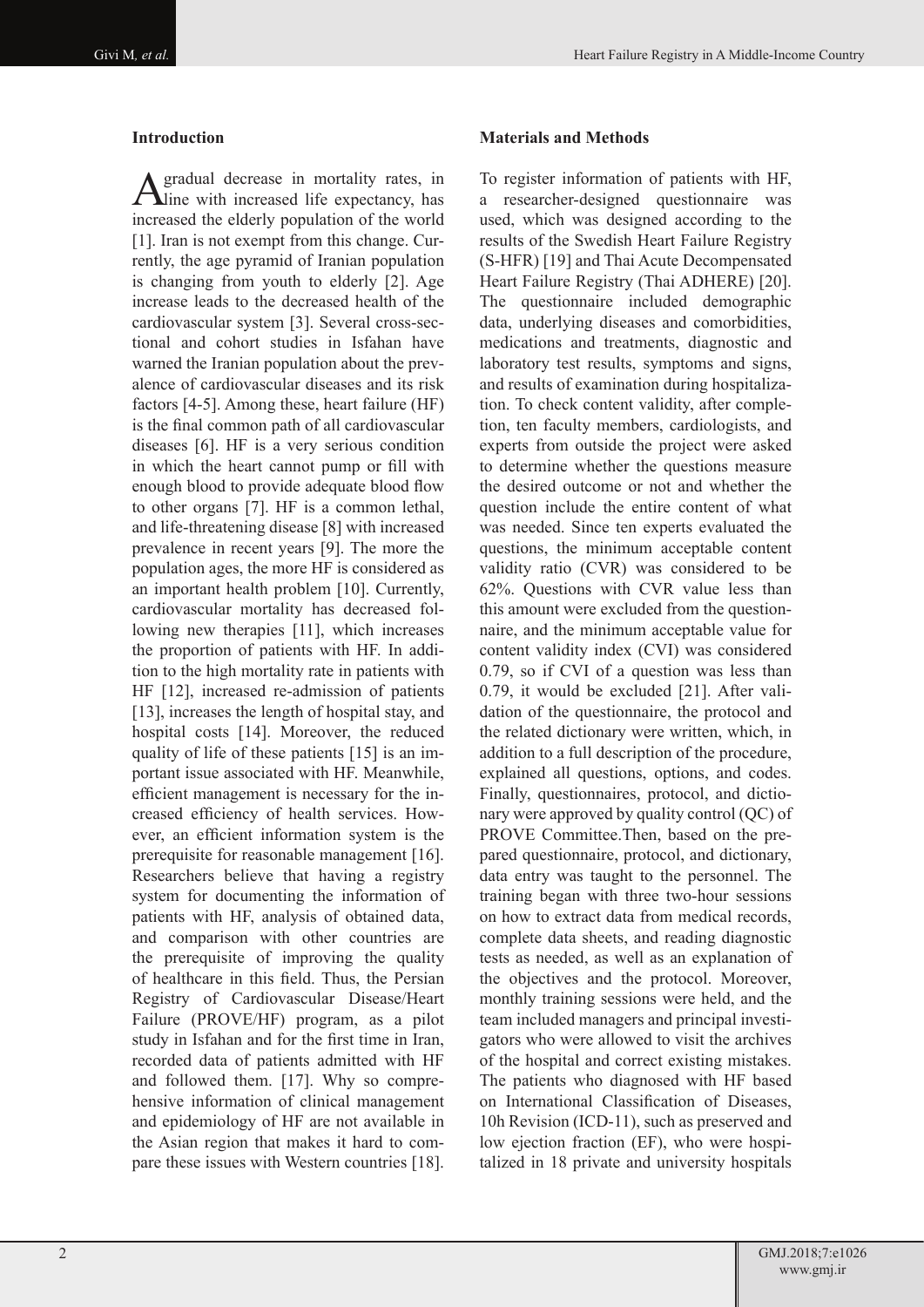## Introduction

A gradual decrease in mortality rates, in line with increased life expectancy, has increased the elderly population of the world [1]. Iran is not exempt from this change. Currently, the age pyramid of Iranian population is changing from youth to elderly [2]. Age increase leads to the decreased health of the cardiovascular system [3]. Several cross-sectional and cohort studies in Isfahan have warned the Iranian population about the prevalence of cardiovascular diseases and its risk factors [4-5]. Among these, heart failure (HF) is the final common path of all cardiovascular diseases [6]. HF is a very serious condition in which the heart cannot pump or fill with enough blood to provide adequate blood flow to other organs [7]. HF is a common lethal, and life-threatening disease [8] with increased prevalence in recent years [9]. The more the population ages, the more HF is considered as an important health problem [10]. Currently, cardiovascular mortality has decreased following new therapies [11], which increases the proportion of patients with HF. In addition to the high mortality rate in patients with HF [12], increased re-admission of patients [13], increases the length of hospital stay, and hospital costs [14]. Moreover, the reduced quality of life of these patients [15] is an important issue associated with HF. Meanwhile, efficient management is necessary for the increased efficiency of health services. However, an efficient information system is the prerequisite for reasonable management [16]. Researchers believe that having a registry system for documenting the information of patients with HF, analysis of obtained data, and comparison with other countries are the prerequisite of improving the quality of healthcare in this field. Thus, the Persian Registry of Cardiovascular Disease/Heart Failure (PROVE/HF) program, as a pilot study in Isfahan and for the first time in Iran, recorded data of patients admitted with HF and followed them. [17]. Why so comprehensive information of clinical management and epidemiology of HF are not available in the Asian region that makes it hard to compare these issues with Western countries [18].

## Materials and Methods

To register information of patients with HF, a researcher-designed questionnaire was used, which was designed according to the results of the Swedish Heart Failure Registry (S-HFR) [19] and Thai Acute Decompensated Heart Failure Registry (Thai ADHERE) [20]. The questionnaire included demographic data, underlying diseases and comorbidities, medications and treatments, diagnostic and laboratory test results, symptoms and signs, and results of examination during hospitalization. To check content validity, after completion, ten faculty members, cardiologists, and experts from outside the project were asked to determine whether the questions measure the desired outcome or not and whether the question include the entire content of what was needed. Since ten experts evaluated the questions, the minimum acceptable content validity ratio (CVR) was considered to be 62%. Questions with CVR value less than this amount were excluded from the questionnaire, and the minimum acceptable value for content validity index (CVI) was considered 0.79, so if CVI of a question was less than 0.79, it would be excluded [21]. After validation of the questionnaire, the protocol and the related dictionary were written, which, in addition to a full description of the procedure, explained all questions, options, and codes. Finally, questionnaires, protocol, and dictionary were approved by quality control (QC) of PROVE Committee.Then, based on the prepared questionnaire, protocol, and dictionary, data entry was taught to the personnel. The training began with three two-hour sessions on how to extract data from medical records, complete data sheets, and reading diagnostic tests as needed, as well as an explanation of the objectives and the protocol. Moreover, monthly training sessions were held, and the team included managers and principal investigators who were allowed to visit the archives of the hospital and correct existing mistakes. The patients who diagnosed with HF based on International Classification of Diseases, 10h Revision (ICD-11), such as preserved and low ejection fraction (EF), who were hospitalized in 18 private and university hospitals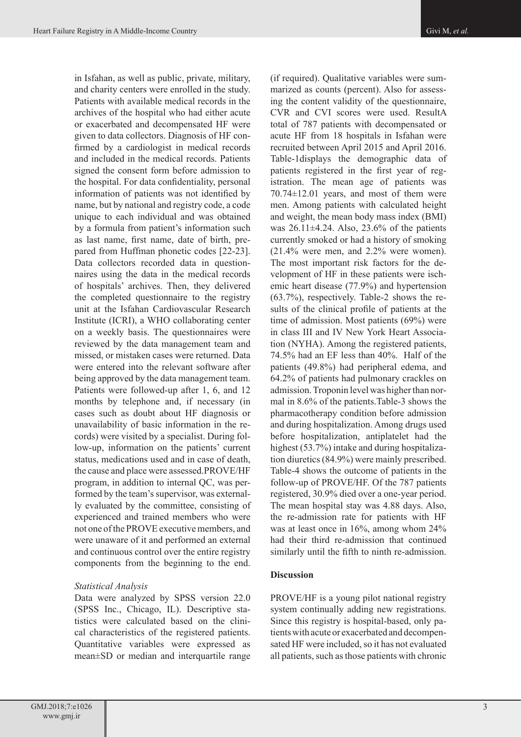in Isfahan, as well as public, private, military, and charity centers were enrolled in the study. Patients with available medical records in the archives of the hospital who had either acute or exacerbated and decompensated HF were given to data collectors. Diagnosis of HF confirmed by a cardiologist in medical records and included in the medical records. Patients signed the consent form before admission to the hospital. For data confidentiality, personal information of patients was not identified by name, but by national and registry code, a code unique to each individual and was obtained by a formula from patient's information such as last name, first name, date of birth, prepared from Huffman phonetic codes [22-23]. Data collectors recorded data in questionnaires using the data in the medical records of hospitals' archives. Then, they delivered the completed questionnaire to the registry unit at the Isfahan Cardiovascular Research Institute (ICRI), a WHO collaborating center on a weekly basis. The questionnaires were reviewed by the data management team and missed, or mistaken cases were returned. Data were entered into the relevant software after being approved by the data management team. Patients were followed-up after 1, 6, and 12 months by telephone and, if necessary (in cases such as doubt about HF diagnosis or unavailability of basic information in the records) were visited by a specialist. During follow-up, information on the patients' current status, medications used and in case of death, the cause and place were assessed.PROVE/HF program, in addition to internal QC, was performed by the team's supervisor, was externally evaluated by the committee, consisting of experienced and trained members who were not one of the PROVE executive members, and were unaware of it and performed an external and continuous control over the entire registry components from the beginning to the end.

*Statistical Analysis*

Data were analyzed by SPSS version 22.0 (SPSS Inc., Chicago, IL). Descriptive statistics were calculated based on the clinical characteristics of the registered patients. Quantitative variables were expressed as mean±SD or median and interquartile range (if required). Qualitative variables were summarized as counts (percent). Also for assessing the content validity of the questionnaire, CVR and CVI scores were used. ResultA total of 787 patients with decompensated or acute HF from 18 hospitals in Isfahan were recruited between April 2015 and April 2016. Table-1displays the demographic data of patients registered in the first year of registration. The mean age of patients was 70.74±12.01 years, and most of them were men. Among patients with calculated height and weight, the mean body mass index (BMI) was 26.11±4.24. Also, 23.6% of the patients currently smoked or had a history of smoking (21.4% were men, and 2.2% were women). The most important risk factors for the development of HF in these patients were ischemic heart disease (77.9%) and hypertension (63.7%), respectively. Table-2 shows the results of the clinical profile of patients at the time of admission. Most patients (69%) were in class III and IV New York Heart Association (NYHA). Among the registered patients, 74.5% had an EF less than 40%. Half of the patients (49.8%) had peripheral edema, and 64.2% of patients had pulmonary crackles on admission. Troponin level was higher than normal in 8.6% of the patients.Table-3 shows the pharmacotherapy condition before admission and during hospitalization. Among drugs used before hospitalization, antiplatelet had the highest (53.7%) intake and during hospitalization diuretics (84.9%) were mainly prescribed. Table-4 shows the outcome of patients in the follow-up of PROVE/HF. Of the 787 patients registered, 30.9% died over a one-year period. The mean hospital stay was 4.88 days. Also, the re-admission rate for patients with HF was at least once in 16%, among whom 24% had their third re-admission that continued similarly until the fifth to ninth re-admission.

## Discussion

PROVE/HF is a young pilot national registry system continually adding new registrations. Since this registry is hospital-based, only patients with acute or exacerbated and decompensated HF were included, so it has not evaluated all patients, such as those patients with chronic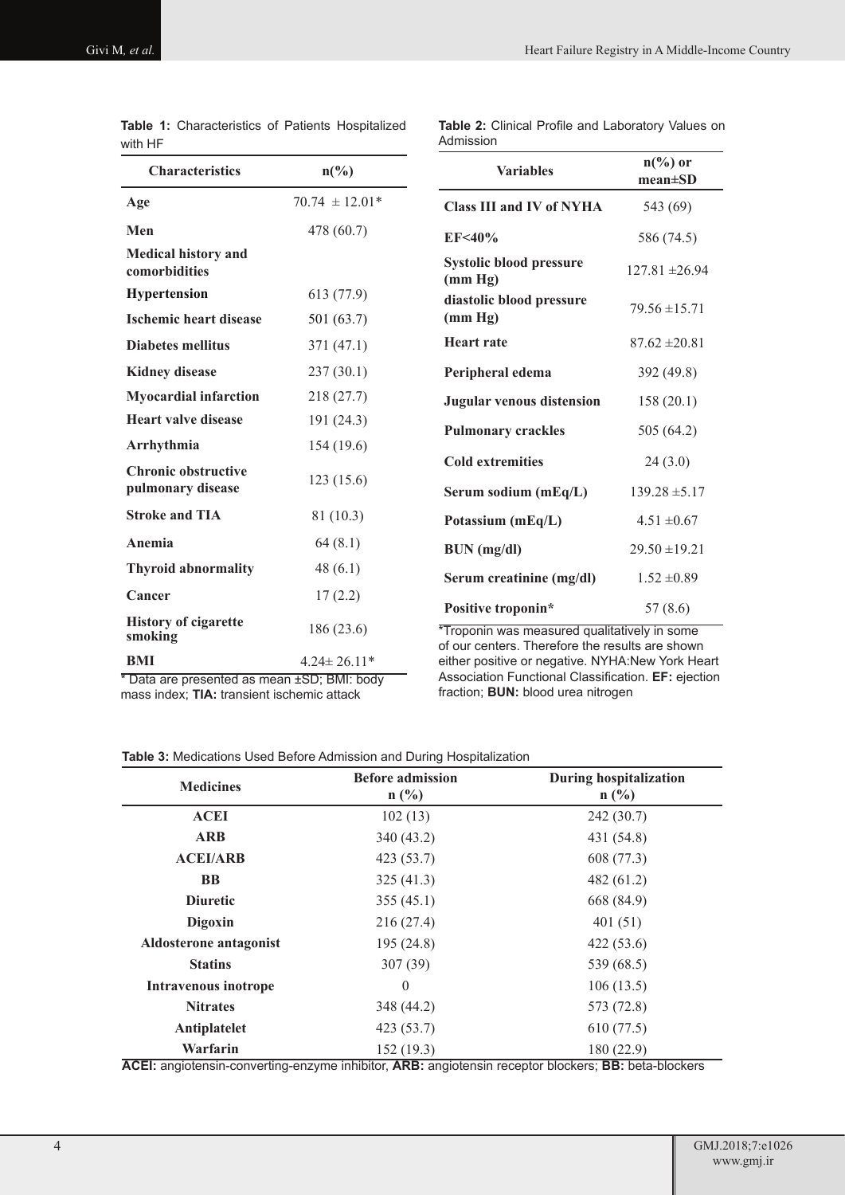**Table 1:** Characteristics of Patients Hospitalized with HF

| Characteristics | n(%) |
|---|---|
| **Age** | 70.74 ± 12.01* |
| **Men** | 478 (60.7) |
| **Medical history and comorbidities** | |
| **Hypertension** | 613 (77.9) |
| **Ischemic heart disease** | 501 (63.7) |
| **Diabetes mellitus** | 371 (47.1) |
| **Kidney disease** | 237 (30.1) |
| **Myocardial infarction** | 218 (27.7) |
| **Heart valve disease** | 191 (24.3) |
| **Arrhythmia** | 154 (19.6) |
| **Chronic obstructive pulmonary disease** | 123 (15.6) |
| **Stroke and TIA** | 81 (10.3) |
| **Anemia** | 64 (8.1) |
| **Thyroid abnormality** | 48 (6.1) |
| **Cancer** | 17 (2.2) |
| **History of cigarette smoking** | 186 (23.6) |
| **BMI** | 4.24± 26.11* |

* Data are presented as mean ±SD; BMI: body mass index; **TIA:** transient ischemic attack

**Table 2:** Clinical Profile and Laboratory Values on Admission

| Variables | n(%) or mean±SD |
|---|---|
| **Class III and IV of NYHA** | 543 (69) |
| **EF<40%** | 586 (74.5) |
| **Systolic blood pressure (mm Hg)** | 127.81 ±26.94 |
| **diastolic blood pressure (mm Hg)** | 79.56 ±15.71 |
| **Heart rate** | 87.62 ±20.81 |
| **Peripheral edema** | 392 (49.8) |
| **Jugular venous distension** | 158 (20.1) |
| **Pulmonary crackles** | 505 (64.2) |
| **Cold extremities** | 24 (3.0) |
| **Serum sodium (mEq/L)** | 139.28 ±5.17 |
| **Potassium (mEq/L)** | 4.51 ±0.67 |
| **BUN (mg/dl)** | 29.50 ±19.21 |
| **Serum creatinine (mg/dl)** | 1.52 ±0.89 |
| **Positive troponin*** | 57 (8.6) |

*Troponin was measured qualitatively in some of our centers. Therefore the results are shown either positive or negative. NYHA:New York Heart Association Functional Classification. **EF:** ejection fraction; **BUN:** blood urea nitrogen

**Table 3:** Medications Used Before Admission and During Hospitalization

| Medicines | Before admission n (%) | During hospitalization n (%) |
|---|---|---|
| **ACEI** | 102 (13) | 242 (30.7) |
| **ARB** | 340 (43.2) | 431 (54.8) |
| **ACEI/ARB** | 423 (53.7) | 608 (77.3) |
| **BB** | 325 (41.3) | 482 (61.2) |
| **Diuretic** | 355 (45.1) | 668 (84.9) |
| **Digoxin** | 216 (27.4) | 401 (51) |
| **Aldosterone antagonist** | 195 (24.8) | 422 (53.6) |
| **Statins** | 307 (39) | 539 (68.5) |
| **Intravenous inotrope** | 0 | 106 (13.5) |
| **Nitrates** | 348 (44.2) | 573 (72.8) |
| **Antiplatelet** | 423 (53.7) | 610 (77.5) |
| **Warfarin** | 152 (19.3) | 180 (22.9) |

**ACEI:** angiotensin-converting-enzyme inhibitor, **ARB:** angiotensin receptor blockers; **BB:** beta-blockers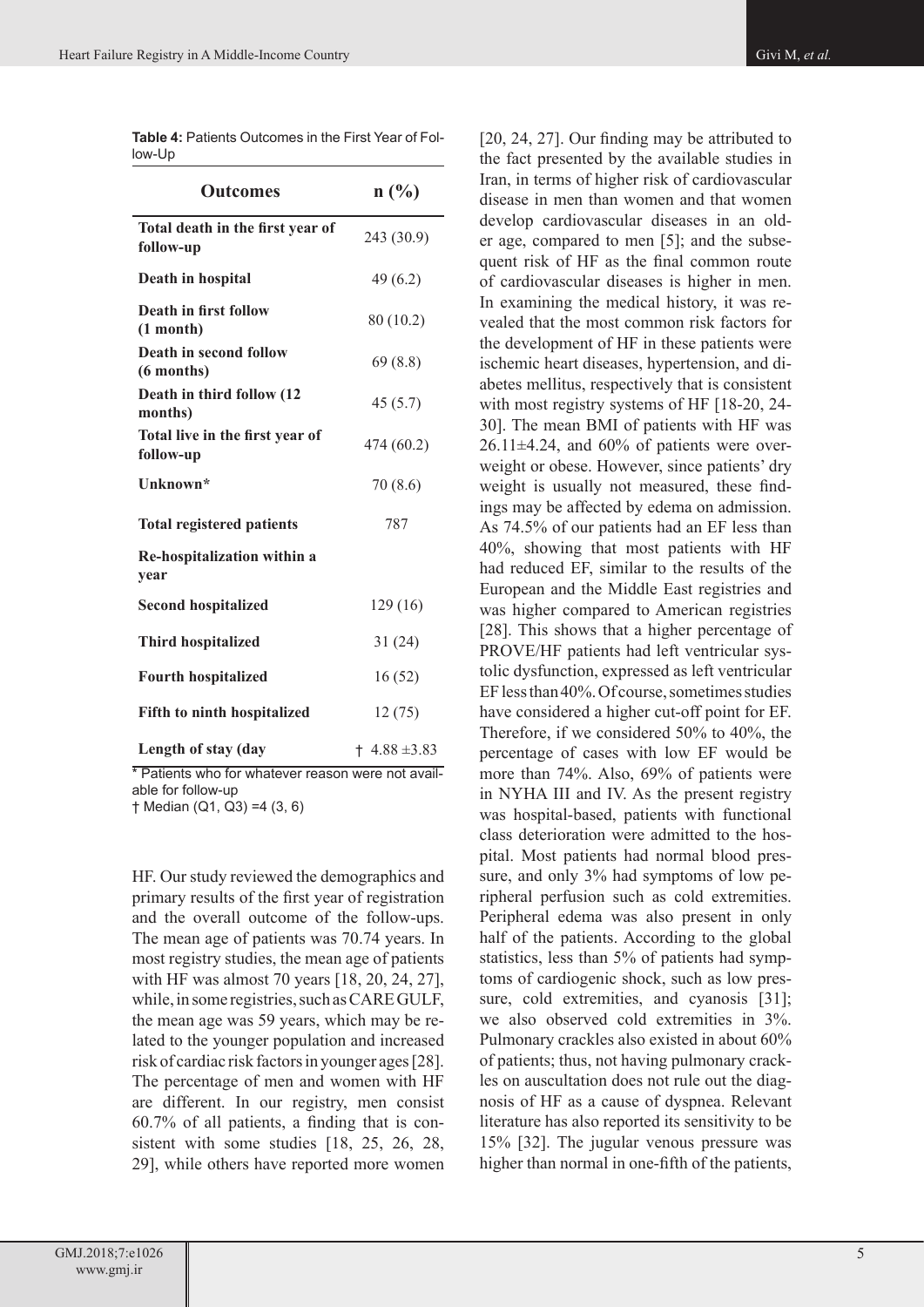**Table 4:** Patients Outcomes in the First Year of Follow-Up

| Outcomes | n (%) |
|---|---|
| **Total death in the first year of follow-up** | 243 (30.9) |
| **Death in hospital** | 49 (6.2) |
| **Death in first follow (1 month)** | 80 (10.2) |
| **Death in second follow (6 months)** | 69 (8.8) |
| **Death in third follow (12 months)** | 45 (5.7) |
| **Total live in the first year of follow-up** | 474 (60.2) |
| **Unknown*** | 70 (8.6) |
| **Total registered patients** | 787 |
| **Re-hospitalization within a year** | |
| **Second hospitalized** | 129 (16) |
| **Third hospitalized** | 31 (24) |
| **Fourth hospitalized** | 16 (52) |
| **Fifth to ninth hospitalized** | 12 (75) |
| **Length of stay (day** | † 4.88 ±3.83 |

\* Patients who for whatever reason were not available for follow-up
† Median (Q1, Q3) =4 (3, 6)

HF. Our study reviewed the demographics and primary results of the first year of registration and the overall outcome of the follow-ups. The mean age of patients was 70.74 years. In most registry studies, the mean age of patients with HF was almost 70 years [18, 20, 24, 27], while, in some registries, such as CARE GULF, the mean age was 59 years, which may be related to the younger population and increased risk of cardiac risk factors in younger ages [28]. The percentage of men and women with HF are different. In our registry, men consist 60.7% of all patients, a finding that is consistent with some studies [18, 25, 26, 28, 29], while others have reported more women [20, 24, 27]. Our finding may be attributed to the fact presented by the available studies in Iran, in terms of higher risk of cardiovascular disease in men than women and that women develop cardiovascular diseases in an older age, compared to men [5]; and the subsequent risk of HF as the final common route of cardiovascular diseases is higher in men. In examining the medical history, it was revealed that the most common risk factors for the development of HF in these patients were ischemic heart diseases, hypertension, and diabetes mellitus, respectively that is consistent with most registry systems of HF [18-20, 24-30]. The mean BMI of patients with HF was 26.11±4.24, and 60% of patients were overweight or obese. However, since patients' dry weight is usually not measured, these findings may be affected by edema on admission. As 74.5% of our patients had an EF less than 40%, showing that most patients with HF had reduced EF, similar to the results of the European and the Middle East registries and was higher compared to American registries [28]. This shows that a higher percentage of PROVE/HF patients had left ventricular systolic dysfunction, expressed as left ventricular EF less than 40%. Of course, sometimes studies have considered a higher cut-off point for EF. Therefore, if we considered 50% to 40%, the percentage of cases with low EF would be more than 74%. Also, 69% of patients were in NYHA III and IV. As the present registry was hospital-based, patients with functional class deterioration were admitted to the hospital. Most patients had normal blood pressure, and only 3% had symptoms of low peripheral perfusion such as cold extremities. Peripheral edema was also present in only half of the patients. According to the global statistics, less than 5% of patients had symptoms of cardiogenic shock, such as low pressure, cold extremities, and cyanosis [31]; we also observed cold extremities in 3%. Pulmonary crackles also existed in about 60% of patients; thus, not having pulmonary crackles on auscultation does not rule out the diagnosis of HF as a cause of dyspnea. Relevant literature has also reported its sensitivity to be 15% [32]. The jugular venous pressure was higher than normal in one-fifth of the patients,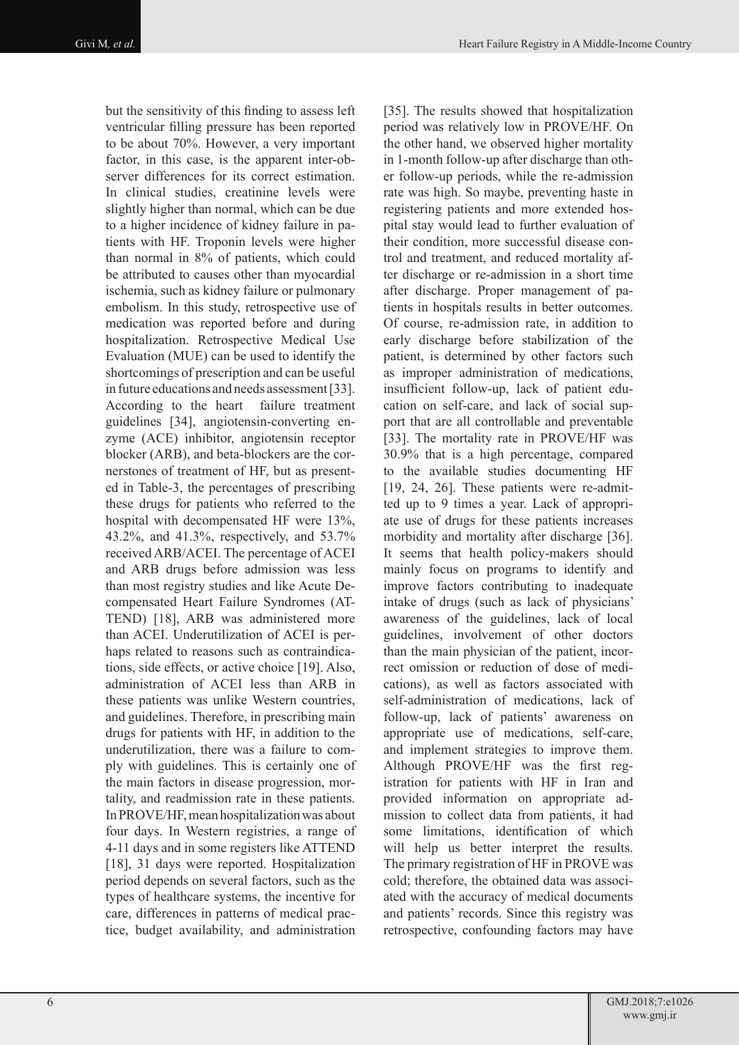but the sensitivity of this finding to assess left ventricular filling pressure has been reported to be about 70%. However, a very important factor, in this case, is the apparent inter-observer differences for its correct estimation. In clinical studies, creatinine levels were slightly higher than normal, which can be due to a higher incidence of kidney failure in patients with HF. Troponin levels were higher than normal in 8% of patients, which could be attributed to causes other than myocardial ischemia, such as kidney failure or pulmonary embolism. In this study, retrospective use of medication was reported before and during hospitalization. Retrospective Medical Use Evaluation (MUE) can be used to identify the shortcomings of prescription and can be useful in future educations and needs assessment [33]. According to the heart failure treatment guidelines [34], angiotensin-converting enzyme (ACE) inhibitor, angiotensin receptor blocker (ARB), and beta-blockers are the cornerstones of treatment of HF, but as presented in Table-3, the percentages of prescribing these drugs for patients who referred to the hospital with decompensated HF were 13%, 43.2%, and 41.3%, respectively, and 53.7% received ARB/ACEI. The percentage of ACEI and ARB drugs before admission was less than most registry studies and like Acute Decompensated Heart Failure Syndromes (ATTEND) [18], ARB was administered more than ACEI. Underutilization of ACEI is perhaps related to reasons such as contraindications, side effects, or active choice [19]. Also, administration of ACEI less than ARB in these patients was unlike Western countries, and guidelines. Therefore, in prescribing main drugs for patients with HF, in addition to the underutilization, there was a failure to comply with guidelines. This is certainly one of the main factors in disease progression, mortality, and readmission rate in these patients. In PROVE/HF, mean hospitalization was about four days. In Western registries, a range of 4-11 days and in some registers like ATTEND [18], 31 days were reported. Hospitalization period depends on several factors, such as the types of healthcare systems, the incentive for care, differences in patterns of medical practice, budget availability, and administration [35]. The results showed that hospitalization period was relatively low in PROVE/HF. On the other hand, we observed higher mortality in 1-month follow-up after discharge than other follow-up periods, while the re-admission rate was high. So maybe, preventing haste in registering patients and more extended hospital stay would lead to further evaluation of their condition, more successful disease control and treatment, and reduced mortality after discharge or re-admission in a short time after discharge. Proper management of patients in hospitals results in better outcomes. Of course, re-admission rate, in addition to early discharge before stabilization of the patient, is determined by other factors such as improper administration of medications, insufficient follow-up, lack of patient education on self-care, and lack of social support that are all controllable and preventable [33]. The mortality rate in PROVE/HF was 30.9% that is a high percentage, compared to the available studies documenting HF [19, 24, 26]. These patients were re-admitted up to 9 times a year. Lack of appropriate use of drugs for these patients increases morbidity and mortality after discharge [36]. It seems that health policy-makers should mainly focus on programs to identify and improve factors contributing to inadequate intake of drugs (such as lack of physicians' awareness of the guidelines, lack of local guidelines, involvement of other doctors than the main physician of the patient, incorrect omission or reduction of dose of medications), as well as factors associated with self-administration of medications, lack of follow-up, lack of patients' awareness on appropriate use of medications, self-care, and implement strategies to improve them. Although PROVE/HF was the first registration for patients with HF in Iran and provided information on appropriate admission to collect data from patients, it had some limitations, identification of which will help us better interpret the results. The primary registration of HF in PROVE was cold; therefore, the obtained data was associated with the accuracy of medical documents and patients' records. Since this registry was retrospective, confounding factors may have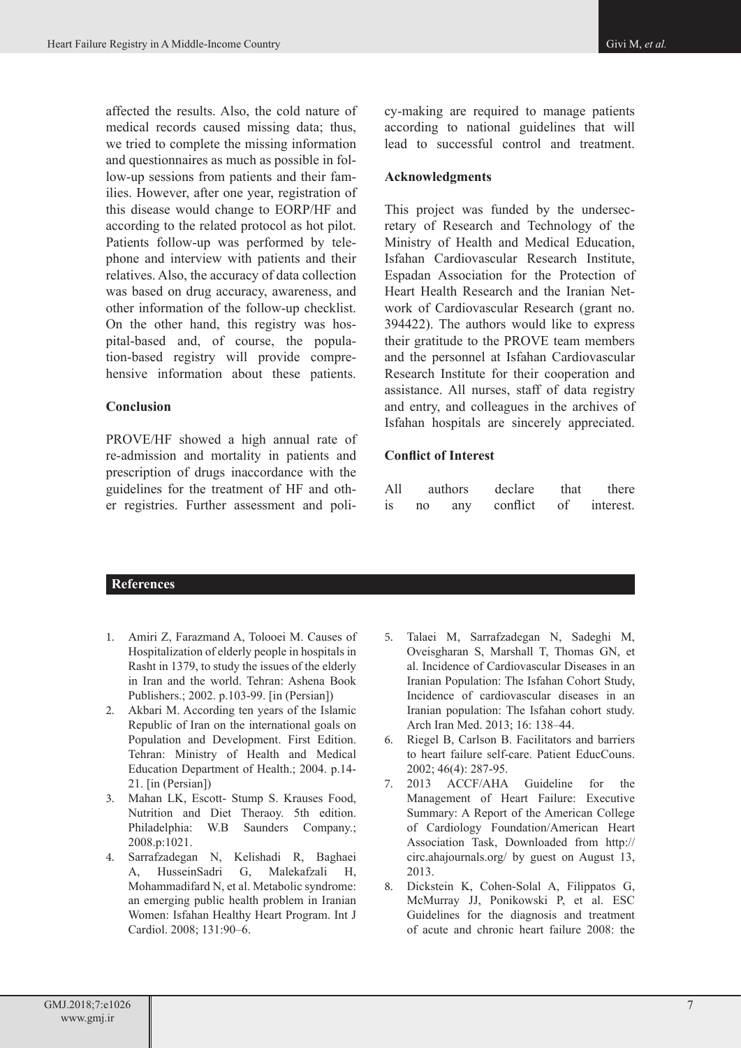affected the results. Also, the cold nature of medical records caused missing data; thus, we tried to complete the missing information and questionnaires as much as possible in follow-up sessions from patients and their families. However, after one year, registration of this disease would change to EORP/HF and according to the related protocol as hot pilot. Patients follow-up was performed by telephone and interview with patients and their relatives. Also, the accuracy of data collection was based on drug accuracy, awareness, and other information of the follow-up checklist. On the other hand, this registry was hospital-based and, of course, the population-based registry will provide comprehensive information about these patients.

## Conclusion

PROVE/HF showed a high annual rate of re-admission and mortality in patients and prescription of drugs inaccordance with the guidelines for the treatment of HF and other registries. Further assessment and policy-making are required to manage patients according to national guidelines that will lead to successful control and treatment.

## Acknowledgments

This project was funded by the undersecretary of Research and Technology of the Ministry of Health and Medical Education, Isfahan Cardiovascular Research Institute, Espadan Association for the Protection of Heart Health Research and the Iranian Network of Cardiovascular Research (grant no. 394422). The authors would like to express their gratitude to the PROVE team members and the personnel at Isfahan Cardiovascular Research Institute for their cooperation and assistance. All nurses, staff of data registry and entry, and colleagues in the archives of Isfahan hospitals are sincerely appreciated.

## Conflict of Interest

All authors declare that there is no any conflict of interest.

## References

1. Amiri Z, Farazmand A, Tolooei M. Causes of Hospitalization of elderly people in hospitals in Rasht in 1379, to study the issues of the elderly in Iran and the world. Tehran: Ashena Book Publishers.; 2002. p.103-99. [in (Persian])
2. Akbari M. According ten years of the Islamic Republic of Iran on the international goals on Population and Development. First Edition. Tehran: Ministry of Health and Medical Education Department of Health.; 2004. p.14-21. [in (Persian])
3. Mahan LK, Escott- Stump S. Krauses Food, Nutrition and Diet Theraoy. 5th edition. Philadelphia: W.B Saunders Company.; 2008.p:1021.
4. Sarrafzadegan N, Kelishadi R, Baghaei A, HusseinSadri G, Malekafzali H, Mohammadifard N, et al. Metabolic syndrome: an emerging public health problem in Iranian Women: Isfahan Healthy Heart Program. Int J Cardiol. 2008; 131:90–6.
5. Talaei M, Sarrafzadegan N, Sadeghi M, Oveisgharan S, Marshall T, Thomas GN, et al. Incidence of Cardiovascular Diseases in an Iranian Population: The Isfahan Cohort Study, Incidence of cardiovascular diseases in an Iranian population: The Isfahan cohort study. Arch Iran Med. 2013; 16: 138–44.
6. Riegel B, Carlson B. Facilitators and barriers to heart failure self-care. Patient EducCouns. 2002; 46(4): 287-95.
7. 2013 ACCF/AHA Guideline for the Management of Heart Failure: Executive Summary: A Report of the American College of Cardiology Foundation/American Heart Association Task, Downloaded from http://circ.ahajournals.org/ by guest on August 13, 2013.
8. Dickstein K, Cohen-Solal A, Filippatos G, McMurray JJ, Ponikowski P, et al. ESC Guidelines for the diagnosis and treatment of acute and chronic heart failure 2008: the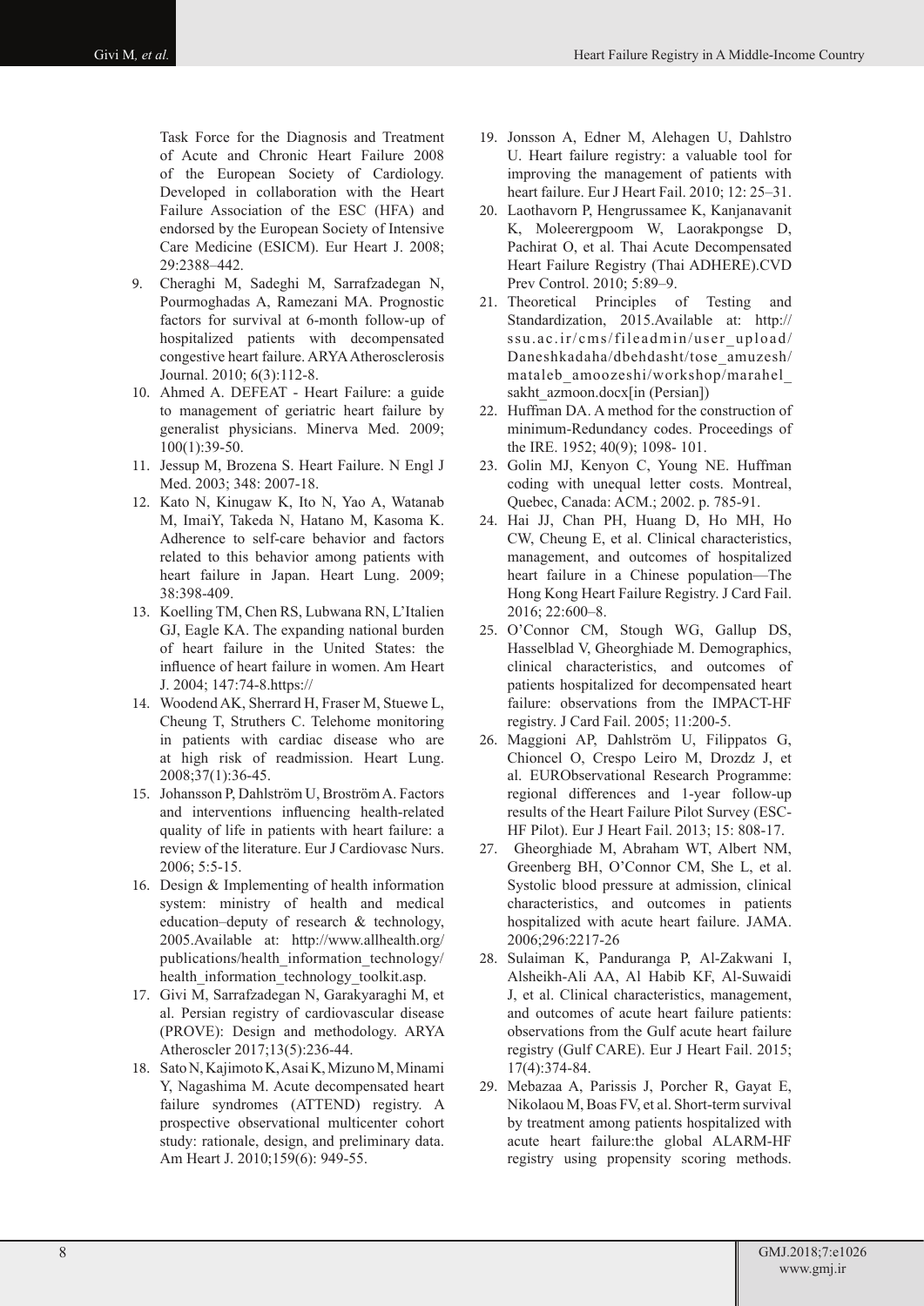Task Force for the Diagnosis and Treatment of Acute and Chronic Heart Failure 2008 of the European Society of Cardiology. Developed in collaboration with the Heart Failure Association of the ESC (HFA) and endorsed by the European Society of Intensive Care Medicine (ESICM). Eur Heart J. 2008; 29:2388–442.

9. Cheraghi M, Sadeghi M, Sarrafzadegan N, Pourmoghadas A, Ramezani MA. Prognostic factors for survival at 6-month follow-up of hospitalized patients with decompensated congestive heart failure. ARYA Atherosclerosis Journal. 2010; 6(3):112-8.
10. Ahmed A. DEFEAT - Heart Failure: a guide to management of geriatric heart failure by generalist physicians. Minerva Med. 2009; 100(1):39-50.
11. Jessup M, Brozena S. Heart Failure. N Engl J Med. 2003; 348: 2007-18.
12. Kato N, Kinugaw K, Ito N, Yao A, Watanab M, ImaiY, Takeda N, Hatano M, Kasoma K. Adherence to self-care behavior and factors related to this behavior among patients with heart failure in Japan. Heart Lung. 2009; 38:398-409.
13. Koelling TM, Chen RS, Lubwana RN, L'Italien GJ, Eagle KA. The expanding national burden of heart failure in the United States: the influence of heart failure in women. Am Heart J. 2004; 147:74-8.https://
14. Woodend AK, Sherrard H, Fraser M, Stuewe L, Cheung T, Struthers C. Telehome monitoring in patients with cardiac disease who are at high risk of readmission. Heart Lung. 2008;37(1):36-45.
15. Johansson P, Dahlström U, Broström A. Factors and interventions influencing health-related quality of life in patients with heart failure: a review of the literature. Eur J Cardiovasc Nurs. 2006; 5:5-15.
16. Design & Implementing of health information system: ministry of health and medical education–deputy of research & technology, 2005.Available at: http://www.allhealth.org/publications/health_information_technology/health_information_technology_toolkit.asp.
17. Givi M, Sarrafzadegan N, Garakyaraghi M, et al. Persian registry of cardiovascular disease (PROVE): Design and methodology. ARYA Atheroscler 2017;13(5):236-44.
18. Sato N, Kajimoto K, Asai K, Mizuno M, Minami Y, Nagashima M. Acute decompensated heart failure syndromes (ATTEND) registry. A prospective observational multicenter cohort study: rationale, design, and preliminary data. Am Heart J. 2010;159(6): 949-55.
19. Jonsson A, Edner M, Alehagen U, Dahlstro U. Heart failure registry: a valuable tool for improving the management of patients with heart failure. Eur J Heart Fail. 2010; 12: 25–31.
20. Laothavorn P, Hengrussamee K, Kanjanavanit K, Moleerergpoom W, Laorakpongse D, Pachirat O, et al. Thai Acute Decompensated Heart Failure Registry (Thai ADHERE).CVD Prev Control. 2010; 5:89–9.
21. Theoretical Principles of Testing and Standardization, 2015.Available at: http://ssu.ac.ir/cms/fileadmin/user_upload/Daneshkadaha/dbehdasht/tose_amuzesh/mataleb_amoozeshi/workshop/marahel_sakht_azmoon.docx[in (Persian])
22. Huffman DA. A method for the construction of minimum-Redundancy codes. Proceedings of the IRE. 1952; 40(9); 1098- 101.
23. Golin MJ, Kenyon C, Young NE. Huffman coding with unequal letter costs. Montreal, Quebec, Canada: ACM.; 2002. p. 785-91.
24. Hai JJ, Chan PH, Huang D, Ho MH, Ho CW, Cheung E, et al. Clinical characteristics, management, and outcomes of hospitalized heart failure in a Chinese population—The Hong Kong Heart Failure Registry. J Card Fail. 2016; 22:600–8.
25. O'Connor CM, Stough WG, Gallup DS, Hasselblad V, Gheorghiade M. Demographics, clinical characteristics, and outcomes of patients hospitalized for decompensated heart failure: observations from the IMPACT-HF registry. J Card Fail. 2005; 11:200-5.
26. Maggioni AP, Dahlström U, Filippatos G, Chioncel O, Crespo Leiro M, Drozdz J, et al. EURObservational Research Programme: regional differences and 1-year follow-up results of the Heart Failure Pilot Survey (ESC-HF Pilot). Eur J Heart Fail. 2013; 15: 808-17.
27. Gheorghiade M, Abraham WT, Albert NM, Greenberg BH, O'Connor CM, She L, et al. Systolic blood pressure at admission, clinical characteristics, and outcomes in patients hospitalized with acute heart failure. JAMA. 2006;296:2217-26
28. Sulaiman K, Panduranga P, Al-Zakwani I, Alsheikh-Ali AA, Al Habib KF, Al-Suwaidi J, et al. Clinical characteristics, management, and outcomes of acute heart failure patients: observations from the Gulf acute heart failure registry (Gulf CARE). Eur J Heart Fail. 2015; 17(4):374-84.
29. Mebazaa A, Parissis J, Porcher R, Gayat E, Nikolaou M, Boas FV, et al. Short-term survival by treatment among patients hospitalized with acute heart failure:the global ALARM-HF registry using propensity scoring methods.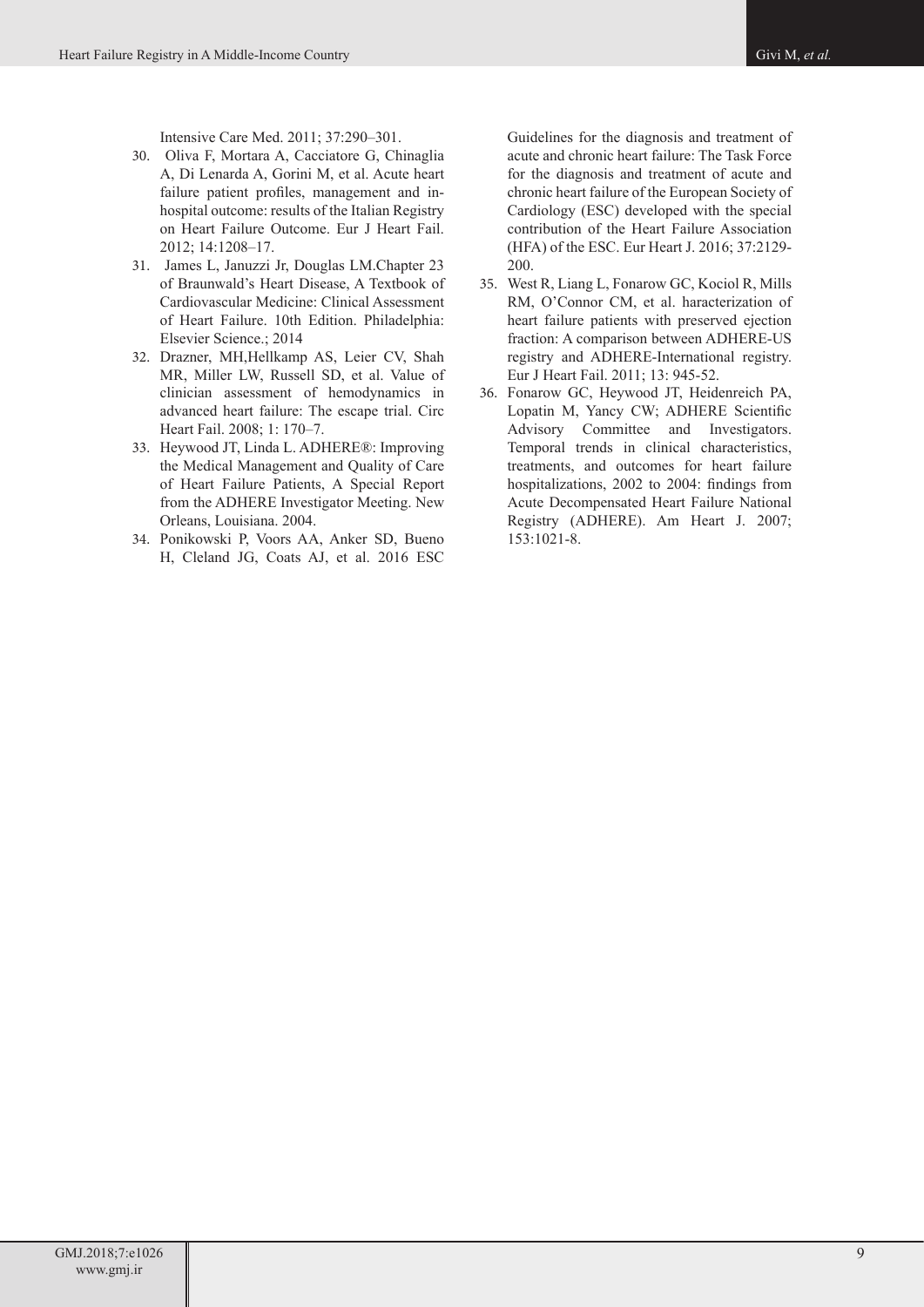Intensive Care Med. 2011; 37:290–301.

30. Oliva F, Mortara A, Cacciatore G, Chinaglia A, Di Lenarda A, Gorini M, et al. Acute heart failure patient profiles, management and in-hospital outcome: results of the Italian Registry on Heart Failure Outcome. Eur J Heart Fail. 2012; 14:1208–17.
31. James L, Januzzi Jr, Douglas LM.Chapter 23 of Braunwald's Heart Disease, A Textbook of Cardiovascular Medicine: Clinical Assessment of Heart Failure. 10th Edition. Philadelphia: Elsevier Science.; 2014
32. Drazner, MH,Hellkamp AS, Leier CV, Shah MR, Miller LW, Russell SD, et al. Value of clinician assessment of hemodynamics in advanced heart failure: The escape trial. Circ Heart Fail. 2008; 1: 170–7.
33. Heywood JT, Linda L. ADHERE®: Improving the Medical Management and Quality of Care of Heart Failure Patients, A Special Report from the ADHERE Investigator Meeting. New Orleans, Louisiana. 2004.
34. Ponikowski P, Voors AA, Anker SD, Bueno H, Cleland JG, Coats AJ, et al. 2016 ESC Guidelines for the diagnosis and treatment of acute and chronic heart failure: The Task Force for the diagnosis and treatment of acute and chronic heart failure of the European Society of Cardiology (ESC) developed with the special contribution of the Heart Failure Association (HFA) of the ESC. Eur Heart J. 2016; 37:2129-200.
35. West R, Liang L, Fonarow GC, Kociol R, Mills RM, O'Connor CM, et al. haracterization of heart failure patients with preserved ejection fraction: A comparison between ADHERE-US registry and ADHERE-International registry. Eur J Heart Fail. 2011; 13: 945-52.
36. Fonarow GC, Heywood JT, Heidenreich PA, Lopatin M, Yancy CW; ADHERE Scientific Advisory Committee and Investigators. Temporal trends in clinical characteristics, treatments, and outcomes for heart failure hospitalizations, 2002 to 2004: findings from Acute Decompensated Heart Failure National Registry (ADHERE). Am Heart J. 2007; 153:1021-8.